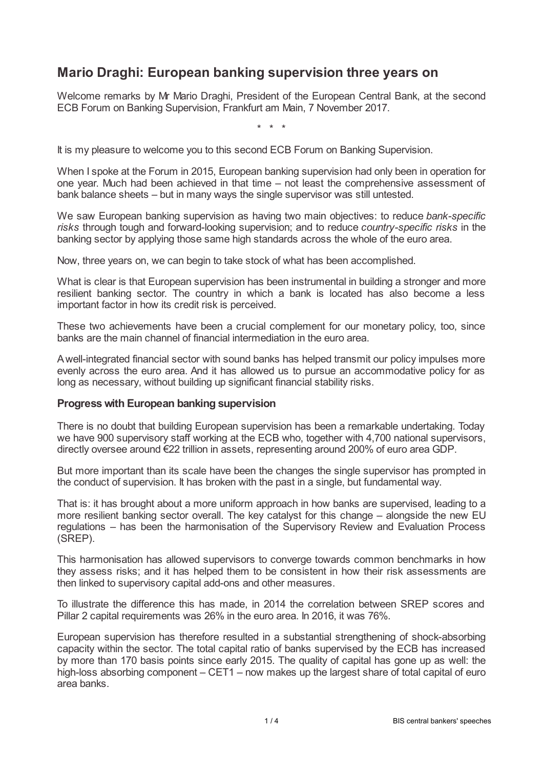# Mario Draghi: European banking supervision three years on

Welcome remarks by Mr Mario Draghi, President of the European Central Bank, at the second ECB Forum on Banking Supervision, Frankfurt am Main, 7 November 2017.

\* \* \*

It is my pleasure to welcome you to this second ECB Forum on Banking Supervision.

When I spoke at the Forum in 2015, European banking supervision had only been in operation for one year. Much had been achieved in that time – not least the comprehensive assessment of bank balance sheets – but in many ways the single supervisor was still untested.

We saw European banking supervision as having two main objectives: to reduce *bank-specific risks* through tough and forward-looking supervision; and to reduce *country-specific risks* in the banking sector by applying those same high standards across the whole of the euro area.

Now, three years on, we can begin to take stock of what has been accomplished.

What is clear is that European supervision has been instrumental in building a stronger and more resilient banking sector. The country in which a bank is located has also become a less important factor in how its credit risk is perceived.

These two achievements have been a crucial complement for our monetary policy, too, since banks are the main channel of financial intermediation in the euro area.

A well-integrated financial sector with sound banks has helped transmit our policy impulses more evenly across the euro area. And it has allowed us to pursue an accommodative policy for as long as necessary, without building up significant financial stability risks.

### Progress with European banking supervision

There is no doubt that building European supervision has been a remarkable undertaking. Today we have 900 supervisory staff working at the ECB who, together with 4,700 national supervisors, directly oversee around €22 trillion in assets, representing around 200% of euro area GDP.

But more important than its scale have been the changes the single supervisor has prompted in the conduct of supervision. It has broken with the past in a single, but fundamental way.

That is: it has brought about a more uniform approach in how banks are supervised, leading to a more resilient banking sector overall. The key catalyst for this change – alongside the new EU regulations – has been the harmonisation of the Supervisory Review and Evaluation Process (SREP).

This harmonisation has allowed supervisors to converge towards common benchmarks in how they assess risks; and it has helped them to be consistent in how their risk assessments are then linked to supervisory capital add-ons and other measures.

To illustrate the difference this has made, in 2014 the correlation between SREP scores and Pillar 2 capital requirements was 26% in the euro area. In 2016, it was 76%.

European supervision has therefore resulted in a substantial strengthening of shock-absorbing capacity within the sector. The total capital ratio of banks supervised by the ECB has increased by more than 170 basis points since early 2015. The quality of capital has gone up as well: the high-loss absorbing component – CET1 – now makes up the largest share of total capital of euro area banks.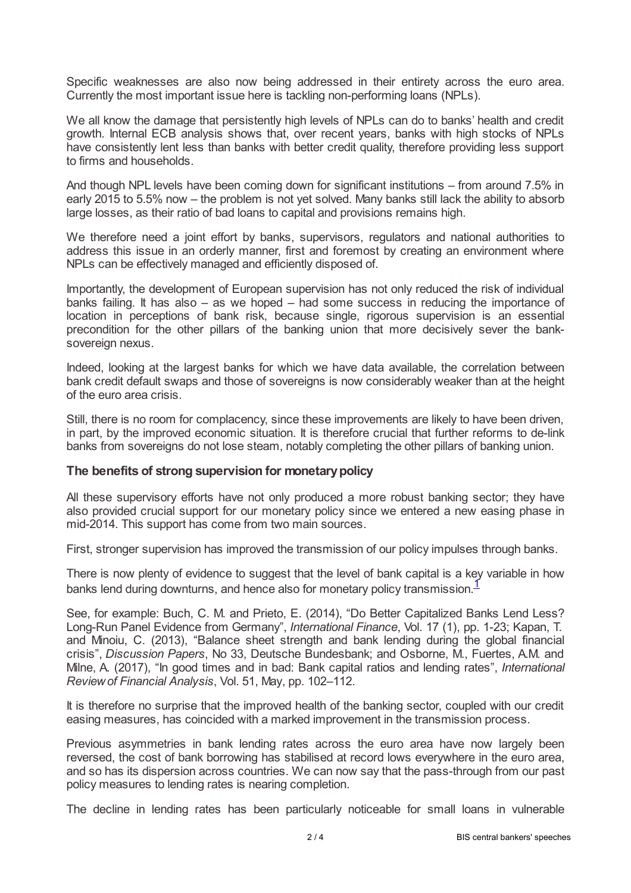Specific weaknesses are also now being addressed in their entirety across the euro area. Currently the most important issue here is tackling non-performing loans (NPLs).

We all know the damage that persistently high levels of NPLs can do to banks' health and credit growth. Internal ECB analysis shows that, over recent years, banks with high stocks of NPLs have consistently lent less than banks with better credit quality, therefore providing less support to firms and households.

And though NPL levels have been coming down for significant institutions – from around 7.5% in early 2015 to 5.5% now – the problem is not yet solved. Many banks still lack the ability to absorb large losses, as their ratio of bad loans to capital and provisions remains high.

We therefore need a joint effort by banks, supervisors, regulators and national authorities to address this issue in an orderly manner, first and foremost by creating an environment where NPLs can be effectively managed and efficiently disposed of.

Importantly, the development of European supervision has not only reduced the risk of individual banks failing. It has also – as we hoped – had some success in reducing the importance of location in perceptions of bank risk, because single, rigorous supervision is an essential precondition for the other pillars of the banking union that more decisively sever the bank-sovereign nexus.

Indeed, looking at the largest banks for which we have data available, the correlation between bank credit default swaps and those of sovereigns is now considerably weaker than at the height of the euro area crisis.

Still, there is no room for complacency, since these improvements are likely to have been driven, in part, by the improved economic situation. It is therefore crucial that further reforms to de-link banks from sovereigns do not lose steam, notably completing the other pillars of banking union.

### The benefits of strong supervision for monetary policy

All these supervisory efforts have not only produced a more robust banking sector; they have also provided crucial support for our monetary policy since we entered a new easing phase in mid-2014. This support has come from two main sources.

First, stronger supervision has improved the transmission of our policy impulses through banks.

There is now plenty of evidence to suggest that the level of bank capital is a key variable in how banks lend during downturns, and hence also for monetary policy transmission.[1]

See, for example: Buch, C. M. and Prieto, E. (2014), "Do Better Capitalized Banks Lend Less? Long-Run Panel Evidence from Germany", *International Finance*, Vol. 17 (1), pp. 1-23; Kapan, T. and Minoiu, C. (2013), "Balance sheet strength and bank lending during the global financial crisis", *Discussion Papers*, No 33, Deutsche Bundesbank; and Osborne, M., Fuertes, A.M. and Milne, A. (2017), "In good times and in bad: Bank capital ratios and lending rates", *International Review of Financial Analysis*, Vol. 51, May, pp. 102–112.

It is therefore no surprise that the improved health of the banking sector, coupled with our credit easing measures, has coincided with a marked improvement in the transmission process.

Previous asymmetries in bank lending rates across the euro area have now largely been reversed, the cost of bank borrowing has stabilised at record lows everywhere in the euro area, and so has its dispersion across countries. We can now say that the pass-through from our past policy measures to lending rates is nearing completion.

The decline in lending rates has been particularly noticeable for small loans in vulnerable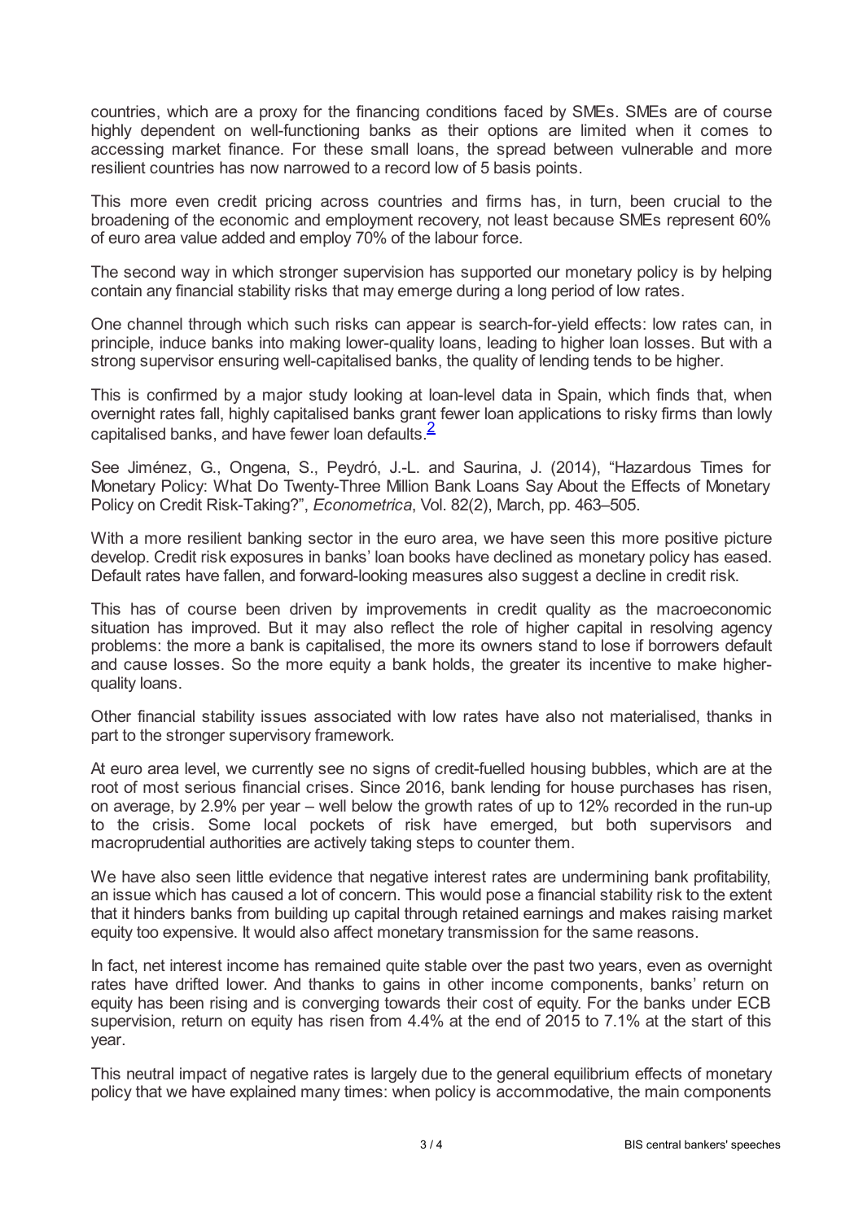countries, which are a proxy for the financing conditions faced by SMEs. SMEs are of course highly dependent on well-functioning banks as their options are limited when it comes to accessing market finance. For these small loans, the spread between vulnerable and more resilient countries has now narrowed to a record low of 5 basis points.

This more even credit pricing across countries and firms has, in turn, been crucial to the broadening of the economic and employment recovery, not least because SMEs represent 60% of euro area value added and employ 70% of the labour force.

The second way in which stronger supervision has supported our monetary policy is by helping contain any financial stability risks that may emerge during a long period of low rates.

One channel through which such risks can appear is search-for-yield effects: low rates can, in principle, induce banks into making lower-quality loans, leading to higher loan losses. But with a strong supervisor ensuring well-capitalised banks, the quality of lending tends to be higher.

This is confirmed by a major study looking at loan-level data in Spain, which finds that, when overnight rates fall, highly capitalised banks grant fewer loan applications to risky firms than lowly capitalised banks, and have fewer loan defaults.[2]

See Jiménez, G., Ongena, S., Peydró, J.-L. and Saurina, J. (2014), "Hazardous Times for Monetary Policy: What Do Twenty-Three Million Bank Loans Say About the Effects of Monetary Policy on Credit Risk-Taking?", *Econometrica*, Vol. 82(2), March, pp. 463–505.

With a more resilient banking sector in the euro area, we have seen this more positive picture develop. Credit risk exposures in banks' loan books have declined as monetary policy has eased. Default rates have fallen, and forward-looking measures also suggest a decline in credit risk.

This has of course been driven by improvements in credit quality as the macroeconomic situation has improved. But it may also reflect the role of higher capital in resolving agency problems: the more a bank is capitalised, the more its owners stand to lose if borrowers default and cause losses. So the more equity a bank holds, the greater its incentive to make higher-quality loans.

Other financial stability issues associated with low rates have also not materialised, thanks in part to the stronger supervisory framework.

At euro area level, we currently see no signs of credit-fuelled housing bubbles, which are at the root of most serious financial crises. Since 2016, bank lending for house purchases has risen, on average, by 2.9% per year – well below the growth rates of up to 12% recorded in the run-up to the crisis. Some local pockets of risk have emerged, but both supervisors and macroprudential authorities are actively taking steps to counter them.

We have also seen little evidence that negative interest rates are undermining bank profitability, an issue which has caused a lot of concern. This would pose a financial stability risk to the extent that it hinders banks from building up capital through retained earnings and makes raising market equity too expensive. It would also affect monetary transmission for the same reasons.

In fact, net interest income has remained quite stable over the past two years, even as overnight rates have drifted lower. And thanks to gains in other income components, banks' return on equity has been rising and is converging towards their cost of equity. For the banks under ECB supervision, return on equity has risen from 4.4% at the end of 2015 to 7.1% at the start of this year.

This neutral impact of negative rates is largely due to the general equilibrium effects of monetary policy that we have explained many times: when policy is accommodative, the main components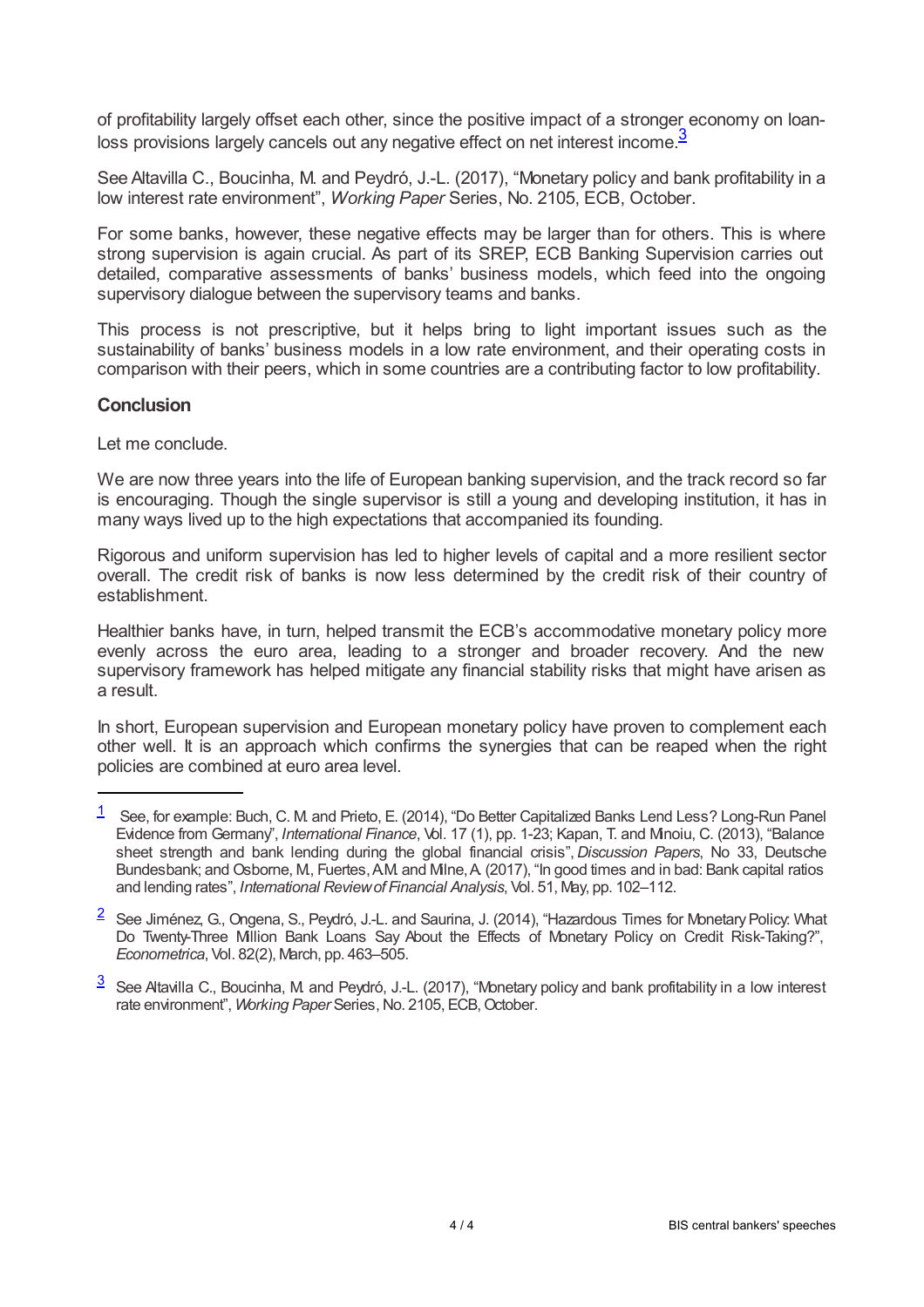of profitability largely offset each other, since the positive impact of a stronger economy on loan-loss provisions largely cancels out any negative effect on net interest income.[3]

See Altavilla C., Boucinha, M. and Peydró, J.-L. (2017), "Monetary policy and bank profitability in a low interest rate environment", *Working Paper* Series, No. 2105, ECB, October.

For some banks, however, these negative effects may be larger than for others. This is where strong supervision is again crucial. As part of its SREP, ECB Banking Supervision carries out detailed, comparative assessments of banks' business models, which feed into the ongoing supervisory dialogue between the supervisory teams and banks.

This process is not prescriptive, but it helps bring to light important issues such as the sustainability of banks' business models in a low rate environment, and their operating costs in comparison with their peers, which in some countries are a contributing factor to low profitability.

### Conclusion

Let me conclude.

We are now three years into the life of European banking supervision, and the track record so far is encouraging. Though the single supervisor is still a young and developing institution, it has in many ways lived up to the high expectations that accompanied its founding.

Rigorous and uniform supervision has led to higher levels of capital and a more resilient sector overall. The credit risk of banks is now less determined by the credit risk of their country of establishment.

Healthier banks have, in turn, helped transmit the ECB's accommodative monetary policy more evenly across the euro area, leading to a stronger and broader recovery. And the new supervisory framework has helped mitigate any financial stability risks that might have arisen as a result.

In short, European supervision and European monetary policy have proven to complement each other well. It is an approach which confirms the synergies that can be reaped when the right policies are combined at euro area level.

---

[1] See, for example: Buch, C. M. and Prieto, E. (2014), "Do Better Capitalized Banks Lend Less? Long-Run Panel Evidence from Germany", *International Finance*, Vol. 17 (1), pp. 1-23; Kapan, T. and Minoiu, C. (2013), "Balance sheet strength and bank lending during the global financial crisis", *Discussion Papers*, No 33, Deutsche Bundesbank; and Osborne, M., Fuertes, A.M. and Milne, A. (2017), "In good times and in bad: Bank capital ratios and lending rates", *International Review of Financial Analysis*, Vol. 51, May, pp. 102–112.

[2] See Jiménez, G., Ongena, S., Peydró, J.-L. and Saurina, J. (2014), "Hazardous Times for Monetary Policy: What Do Twenty-Three Million Bank Loans Say About the Effects of Monetary Policy on Credit Risk-Taking?", *Econometrica*, Vol. 82(2), March, pp. 463–505.

[3] See Altavilla C., Boucinha, M. and Peydró, J.-L. (2017), "Monetary policy and bank profitability in a low interest rate environment", *Working Paper* Series, No. 2105, ECB, October.